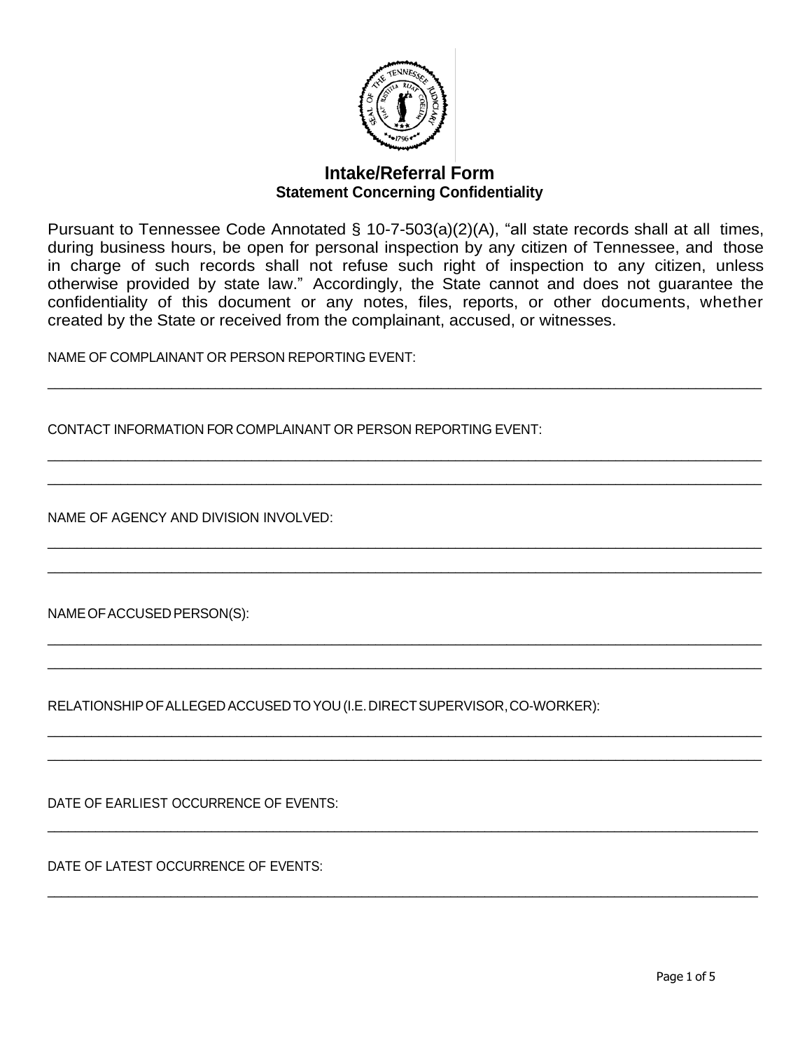# Intake/Referral Form

## Statement Concerning Confidentiality

Pursuant to Tennessee Code Annotated § 10-7-503(a)(2)(A), "all state records shall at all times, during business hours, be open for personal inspection by any citizen of Tennessee, and those in charge of such records shall not refuse such right of inspection to any citizen, unless otherwise provided by state law." Accordingly, the State cannot and does not guarantee the confidentiality of this document or any notes, files, reports, or other documents, whether created by the State or received from the complainant, accused, or witnesses.

NAME OF COMPLAINANT OR PERSON REPORTING EVENT:

_______________________________________________________________________________

CONTACT INFORMATION FOR COMPLAINANT OR PERSON REPORTING EVENT:

_______________________________________________________________________________

_______________________________________________________________________________

NAME OF AGENCY AND DIVISION INVOLVED:

_______________________________________________________________________________

_______________________________________________________________________________

NAME OF ACCUSED PERSON(S):

_______________________________________________________________________________

_______________________________________________________________________________

RELATIONSHIP OF ALLEGED ACCUSED TO YOU (I.E. DIRECT SUPERVISOR, CO-WORKER):

_______________________________________________________________________________

_______________________________________________________________________________

DATE OF EARLIEST OCCURRENCE OF EVENTS:

_______________________________________________________________________________

DATE OF LATEST OCCURRENCE OF EVENTS:

_______________________________________________________________________________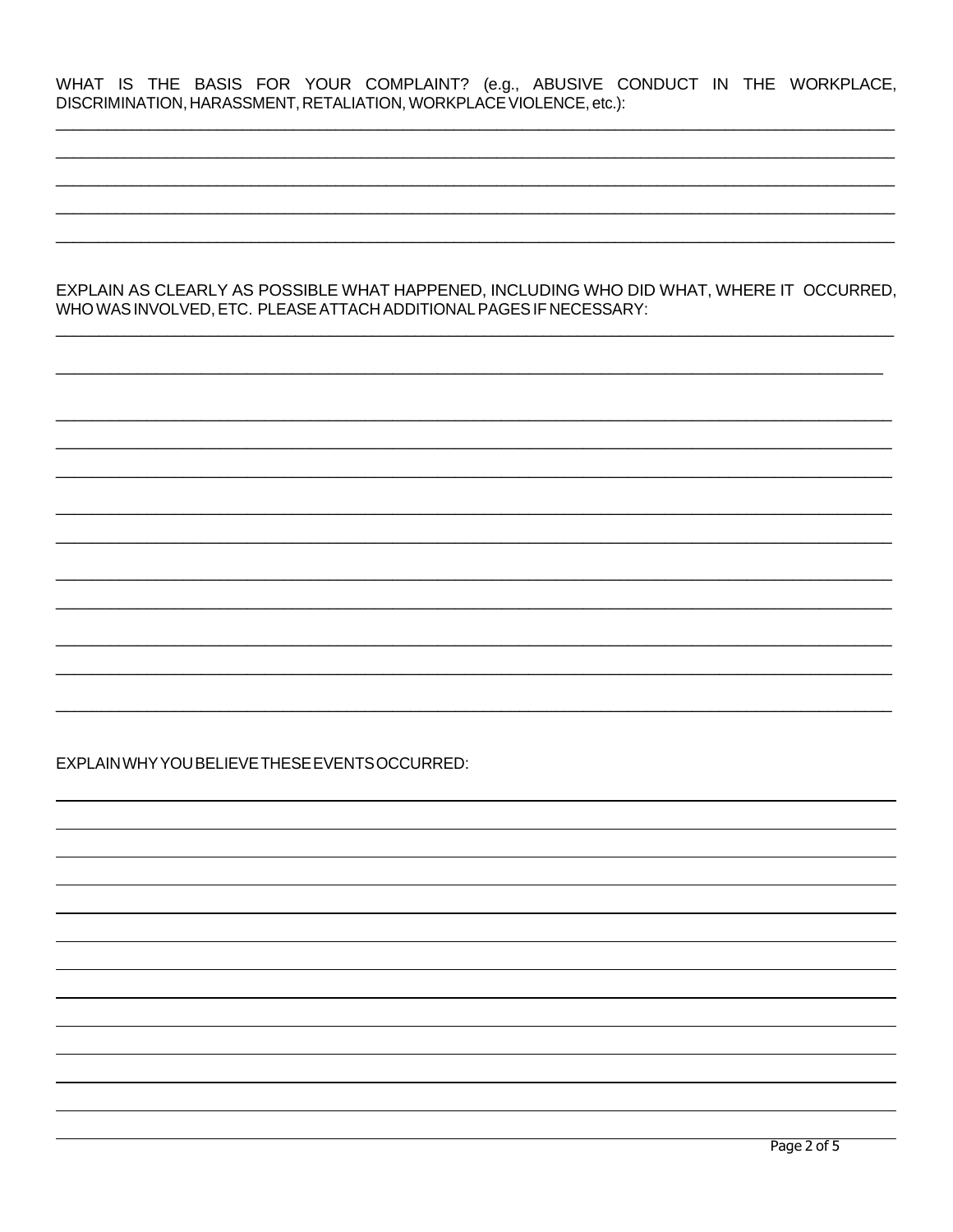WHAT IS THE BASIS FOR YOUR COMPLAINT? (e.g., ABUSIVE CONDUCT IN THE WORKPLACE, DISCRIMINATION, HARASSMENT, RETALIATION, WORKPLACE VIOLENCE, etc.):

_______________________________________________________________________________

_______________________________________________________________________________

_______________________________________________________________________________

_______________________________________________________________________________

_______________________________________________________________________________

EXPLAIN AS CLEARLY AS POSSIBLE WHAT HAPPENED, INCLUDING WHO DID WHAT, WHERE IT OCCURRED, WHO WAS INVOLVED, ETC. PLEASE ATTACH ADDITIONAL PAGES IF NECESSARY:

_______________________________________________________________________________

_______________________________________________________________________________

_______________________________________________________________________________

_______________________________________________________________________________

_______________________________________________________________________________

_______________________________________________________________________________

_______________________________________________________________________________

_______________________________________________________________________________

_______________________________________________________________________________

_______________________________________________________________________________

_______________________________________________________________________________

_______________________________________________________________________________

EXPLAIN WHY YOU BELIEVE THESE EVENTS OCCURRED:

_______________________________________________________________________________

_______________________________________________________________________________

_______________________________________________________________________________

_______________________________________________________________________________

_______________________________________________________________________________

_______________________________________________________________________________

_______________________________________________________________________________

_______________________________________________________________________________

_______________________________________________________________________________

_______________________________________________________________________________

_______________________________________________________________________________

_______________________________________________________________________________

_______________________________________________________________________________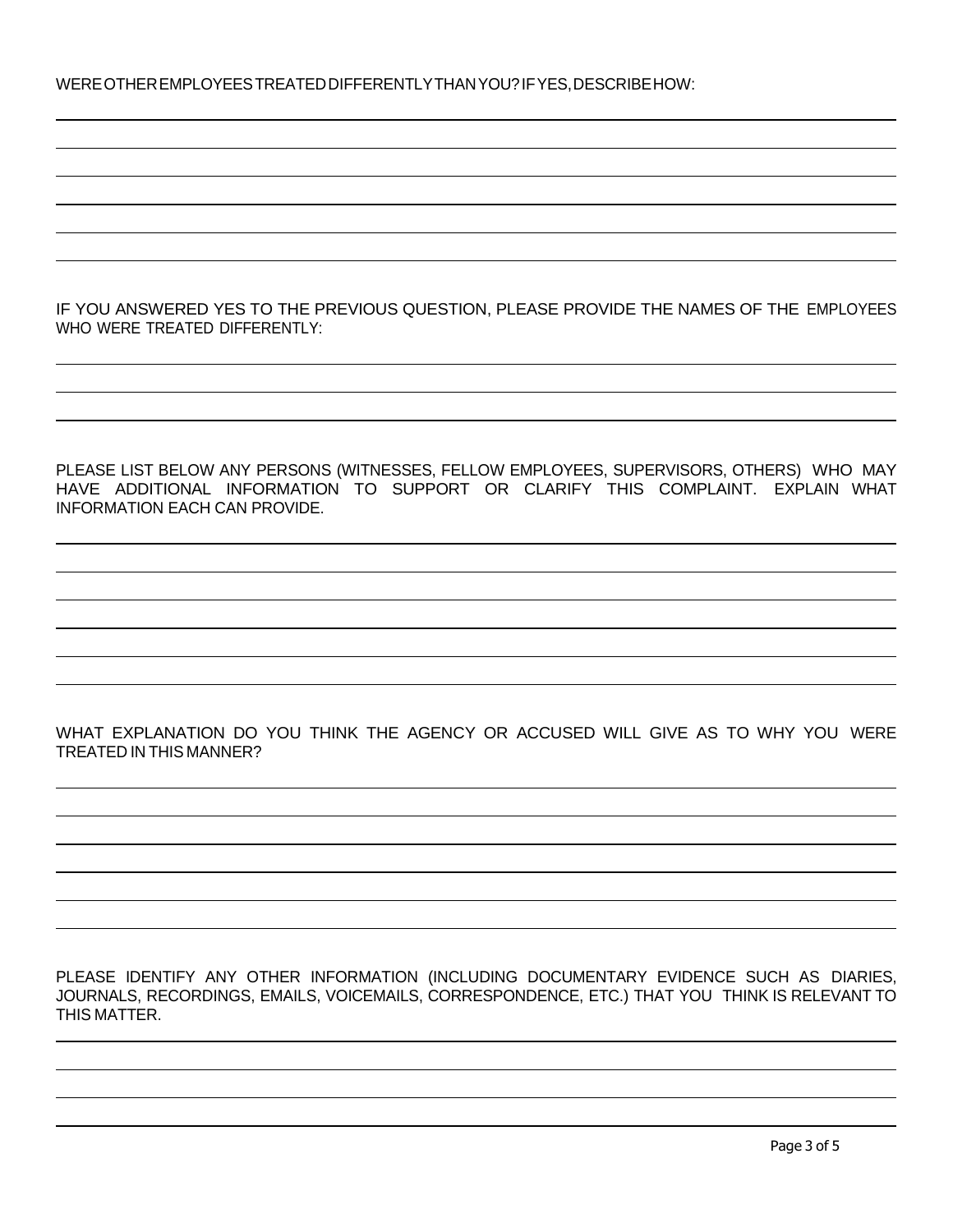WERE OTHER EMPLOYEES TREATED DIFFERENTLY THAN YOU? IF YES, DESCRIBE HOW:

\_\_\_\_\_\_\_\_\_\_\_\_\_\_\_\_\_\_\_\_\_\_\_\_\_\_\_\_\_\_\_\_\_\_\_\_\_\_\_\_\_\_\_\_\_\_\_\_\_\_\_\_\_\_\_\_\_\_\_\_\_\_\_\_\_\_\_\_\_\_\_\_\_\_\_\_

\_\_\_\_\_\_\_\_\_\_\_\_\_\_\_\_\_\_\_\_\_\_\_\_\_\_\_\_\_\_\_\_\_\_\_\_\_\_\_\_\_\_\_\_\_\_\_\_\_\_\_\_\_\_\_\_\_\_\_\_\_\_\_\_\_\_\_\_\_\_\_\_\_\_\_\_

\_\_\_\_\_\_\_\_\_\_\_\_\_\_\_\_\_\_\_\_\_\_\_\_\_\_\_\_\_\_\_\_\_\_\_\_\_\_\_\_\_\_\_\_\_\_\_\_\_\_\_\_\_\_\_\_\_\_\_\_\_\_\_\_\_\_\_\_\_\_\_\_\_\_\_\_

\_\_\_\_\_\_\_\_\_\_\_\_\_\_\_\_\_\_\_\_\_\_\_\_\_\_\_\_\_\_\_\_\_\_\_\_\_\_\_\_\_\_\_\_\_\_\_\_\_\_\_\_\_\_\_\_\_\_\_\_\_\_\_\_\_\_\_\_\_\_\_\_\_\_\_\_

\_\_\_\_\_\_\_\_\_\_\_\_\_\_\_\_\_\_\_\_\_\_\_\_\_\_\_\_\_\_\_\_\_\_\_\_\_\_\_\_\_\_\_\_\_\_\_\_\_\_\_\_\_\_\_\_\_\_\_\_\_\_\_\_\_\_\_\_\_\_\_\_\_\_\_\_

\_\_\_\_\_\_\_\_\_\_\_\_\_\_\_\_\_\_\_\_\_\_\_\_\_\_\_\_\_\_\_\_\_\_\_\_\_\_\_\_\_\_\_\_\_\_\_\_\_\_\_\_\_\_\_\_\_\_\_\_\_\_\_\_\_\_\_\_\_\_\_\_\_\_\_\_

IF YOU ANSWERED YES TO THE PREVIOUS QUESTION, PLEASE PROVIDE THE NAMES OF THE EMPLOYEES WHO WERE TREATED DIFFERENTLY:

\_\_\_\_\_\_\_\_\_\_\_\_\_\_\_\_\_\_\_\_\_\_\_\_\_\_\_\_\_\_\_\_\_\_\_\_\_\_\_\_\_\_\_\_\_\_\_\_\_\_\_\_\_\_\_\_\_\_\_\_\_\_\_\_\_\_\_\_\_\_\_\_\_\_\_\_

\_\_\_\_\_\_\_\_\_\_\_\_\_\_\_\_\_\_\_\_\_\_\_\_\_\_\_\_\_\_\_\_\_\_\_\_\_\_\_\_\_\_\_\_\_\_\_\_\_\_\_\_\_\_\_\_\_\_\_\_\_\_\_\_\_\_\_\_\_\_\_\_\_\_\_\_

\_\_\_\_\_\_\_\_\_\_\_\_\_\_\_\_\_\_\_\_\_\_\_\_\_\_\_\_\_\_\_\_\_\_\_\_\_\_\_\_\_\_\_\_\_\_\_\_\_\_\_\_\_\_\_\_\_\_\_\_\_\_\_\_\_\_\_\_\_\_\_\_\_\_\_\_

PLEASE LIST BELOW ANY PERSONS (WITNESSES, FELLOW EMPLOYEES, SUPERVISORS, OTHERS) WHO MAY HAVE ADDITIONAL INFORMATION TO SUPPORT OR CLARIFY THIS COMPLAINT. EXPLAIN WHAT INFORMATION EACH CAN PROVIDE.

\_\_\_\_\_\_\_\_\_\_\_\_\_\_\_\_\_\_\_\_\_\_\_\_\_\_\_\_\_\_\_\_\_\_\_\_\_\_\_\_\_\_\_\_\_\_\_\_\_\_\_\_\_\_\_\_\_\_\_\_\_\_\_\_\_\_\_\_\_\_\_\_\_\_\_\_

\_\_\_\_\_\_\_\_\_\_\_\_\_\_\_\_\_\_\_\_\_\_\_\_\_\_\_\_\_\_\_\_\_\_\_\_\_\_\_\_\_\_\_\_\_\_\_\_\_\_\_\_\_\_\_\_\_\_\_\_\_\_\_\_\_\_\_\_\_\_\_\_\_\_\_\_

\_\_\_\_\_\_\_\_\_\_\_\_\_\_\_\_\_\_\_\_\_\_\_\_\_\_\_\_\_\_\_\_\_\_\_\_\_\_\_\_\_\_\_\_\_\_\_\_\_\_\_\_\_\_\_\_\_\_\_\_\_\_\_\_\_\_\_\_\_\_\_\_\_\_\_\_

\_\_\_\_\_\_\_\_\_\_\_\_\_\_\_\_\_\_\_\_\_\_\_\_\_\_\_\_\_\_\_\_\_\_\_\_\_\_\_\_\_\_\_\_\_\_\_\_\_\_\_\_\_\_\_\_\_\_\_\_\_\_\_\_\_\_\_\_\_\_\_\_\_\_\_\_

\_\_\_\_\_\_\_\_\_\_\_\_\_\_\_\_\_\_\_\_\_\_\_\_\_\_\_\_\_\_\_\_\_\_\_\_\_\_\_\_\_\_\_\_\_\_\_\_\_\_\_\_\_\_\_\_\_\_\_\_\_\_\_\_\_\_\_\_\_\_\_\_\_\_\_\_

\_\_\_\_\_\_\_\_\_\_\_\_\_\_\_\_\_\_\_\_\_\_\_\_\_\_\_\_\_\_\_\_\_\_\_\_\_\_\_\_\_\_\_\_\_\_\_\_\_\_\_\_\_\_\_\_\_\_\_\_\_\_\_\_\_\_\_\_\_\_\_\_\_\_\_\_

WHAT EXPLANATION DO YOU THINK THE AGENCY OR ACCUSED WILL GIVE AS TO WHY YOU WERE TREATED IN THIS MANNER?

\_\_\_\_\_\_\_\_\_\_\_\_\_\_\_\_\_\_\_\_\_\_\_\_\_\_\_\_\_\_\_\_\_\_\_\_\_\_\_\_\_\_\_\_\_\_\_\_\_\_\_\_\_\_\_\_\_\_\_\_\_\_\_\_\_\_\_\_\_\_\_\_\_\_\_\_

\_\_\_\_\_\_\_\_\_\_\_\_\_\_\_\_\_\_\_\_\_\_\_\_\_\_\_\_\_\_\_\_\_\_\_\_\_\_\_\_\_\_\_\_\_\_\_\_\_\_\_\_\_\_\_\_\_\_\_\_\_\_\_\_\_\_\_\_\_\_\_\_\_\_\_\_

\_\_\_\_\_\_\_\_\_\_\_\_\_\_\_\_\_\_\_\_\_\_\_\_\_\_\_\_\_\_\_\_\_\_\_\_\_\_\_\_\_\_\_\_\_\_\_\_\_\_\_\_\_\_\_\_\_\_\_\_\_\_\_\_\_\_\_\_\_\_\_\_\_\_\_\_

\_\_\_\_\_\_\_\_\_\_\_\_\_\_\_\_\_\_\_\_\_\_\_\_\_\_\_\_\_\_\_\_\_\_\_\_\_\_\_\_\_\_\_\_\_\_\_\_\_\_\_\_\_\_\_\_\_\_\_\_\_\_\_\_\_\_\_\_\_\_\_\_\_\_\_\_

\_\_\_\_\_\_\_\_\_\_\_\_\_\_\_\_\_\_\_\_\_\_\_\_\_\_\_\_\_\_\_\_\_\_\_\_\_\_\_\_\_\_\_\_\_\_\_\_\_\_\_\_\_\_\_\_\_\_\_\_\_\_\_\_\_\_\_\_\_\_\_\_\_\_\_\_

\_\_\_\_\_\_\_\_\_\_\_\_\_\_\_\_\_\_\_\_\_\_\_\_\_\_\_\_\_\_\_\_\_\_\_\_\_\_\_\_\_\_\_\_\_\_\_\_\_\_\_\_\_\_\_\_\_\_\_\_\_\_\_\_\_\_\_\_\_\_\_\_\_\_\_\_

PLEASE IDENTIFY ANY OTHER INFORMATION (INCLUDING DOCUMENTARY EVIDENCE SUCH AS DIARIES, JOURNALS, RECORDINGS, EMAILS, VOICEMAILS, CORRESPONDENCE, ETC.) THAT YOU THINK IS RELEVANT TO THIS MATTER.

\_\_\_\_\_\_\_\_\_\_\_\_\_\_\_\_\_\_\_\_\_\_\_\_\_\_\_\_\_\_\_\_\_\_\_\_\_\_\_\_\_\_\_\_\_\_\_\_\_\_\_\_\_\_\_\_\_\_\_\_\_\_\_\_\_\_\_\_\_\_\_\_\_\_\_\_

\_\_\_\_\_\_\_\_\_\_\_\_\_\_\_\_\_\_\_\_\_\_\_\_\_\_\_\_\_\_\_\_\_\_\_\_\_\_\_\_\_\_\_\_\_\_\_\_\_\_\_\_\_\_\_\_\_\_\_\_\_\_\_\_\_\_\_\_\_\_\_\_\_\_\_\_

\_\_\_\_\_\_\_\_\_\_\_\_\_\_\_\_\_\_\_\_\_\_\_\_\_\_\_\_\_\_\_\_\_\_\_\_\_\_\_\_\_\_\_\_\_\_\_\_\_\_\_\_\_\_\_\_\_\_\_\_\_\_\_\_\_\_\_\_\_\_\_\_\_\_\_\_

\_\_\_\_\_\_\_\_\_\_\_\_\_\_\_\_\_\_\_\_\_\_\_\_\_\_\_\_\_\_\_\_\_\_\_\_\_\_\_\_\_\_\_\_\_\_\_\_\_\_\_\_\_\_\_\_\_\_\_\_\_\_\_\_\_\_\_\_\_\_\_\_\_\_\_\_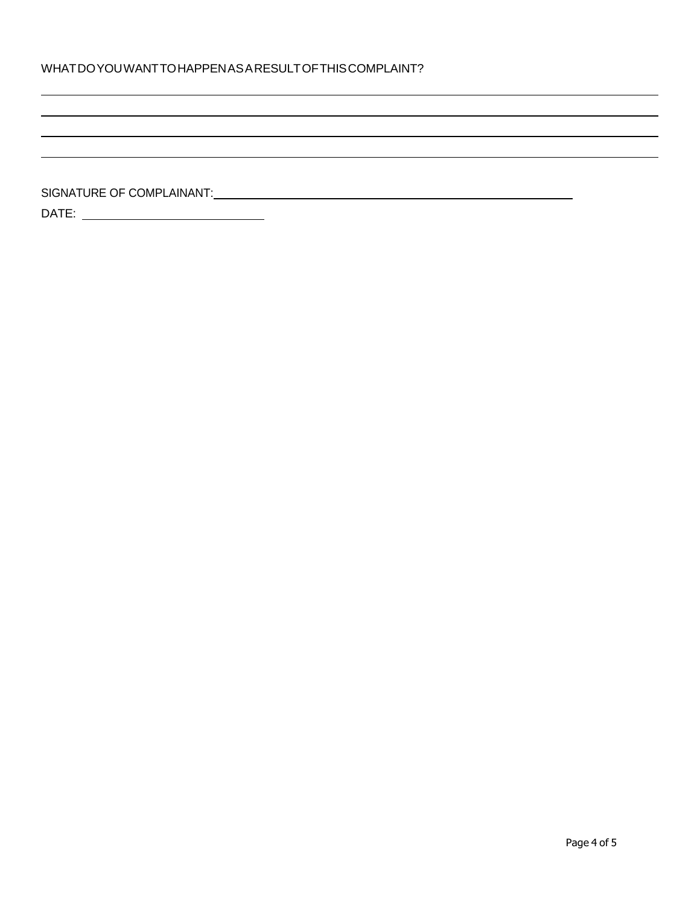WHAT DO YOU WANT TO HAPPEN AS A RESULT OF THIS COMPLAINT?

\_\_\_\_\_\_\_\_\_\_\_\_\_\_\_\_\_\_\_\_\_\_\_\_\_\_\_\_\_\_\_\_\_\_\_\_\_\_\_\_\_\_\_\_\_\_\_\_\_\_\_\_\_\_\_\_\_\_\_\_\_\_\_\_\_\_\_\_\_\_

\_\_\_\_\_\_\_\_\_\_\_\_\_\_\_\_\_\_\_\_\_\_\_\_\_\_\_\_\_\_\_\_\_\_\_\_\_\_\_\_\_\_\_\_\_\_\_\_\_\_\_\_\_\_\_\_\_\_\_\_\_\_\_\_\_\_\_\_\_\_

\_\_\_\_\_\_\_\_\_\_\_\_\_\_\_\_\_\_\_\_\_\_\_\_\_\_\_\_\_\_\_\_\_\_\_\_\_\_\_\_\_\_\_\_\_\_\_\_\_\_\_\_\_\_\_\_\_\_\_\_\_\_\_\_\_\_\_\_\_\_

\_\_\_\_\_\_\_\_\_\_\_\_\_\_\_\_\_\_\_\_\_\_\_\_\_\_\_\_\_\_\_\_\_\_\_\_\_\_\_\_\_\_\_\_\_\_\_\_\_\_\_\_\_\_\_\_\_\_\_\_\_\_\_\_\_\_\_\_\_\_

SIGNATURE OF COMPLAINANT: \_\_\_\_\_\_\_\_\_\_\_\_\_\_\_\_\_\_\_\_\_\_\_\_\_\_\_\_\_\_\_\_\_\_\_\_\_\_\_\_\_\_\_\_

DATE: \_\_\_\_\_\_\_\_\_\_\_\_\_\_\_\_\_\_\_\_\_\_\_\_